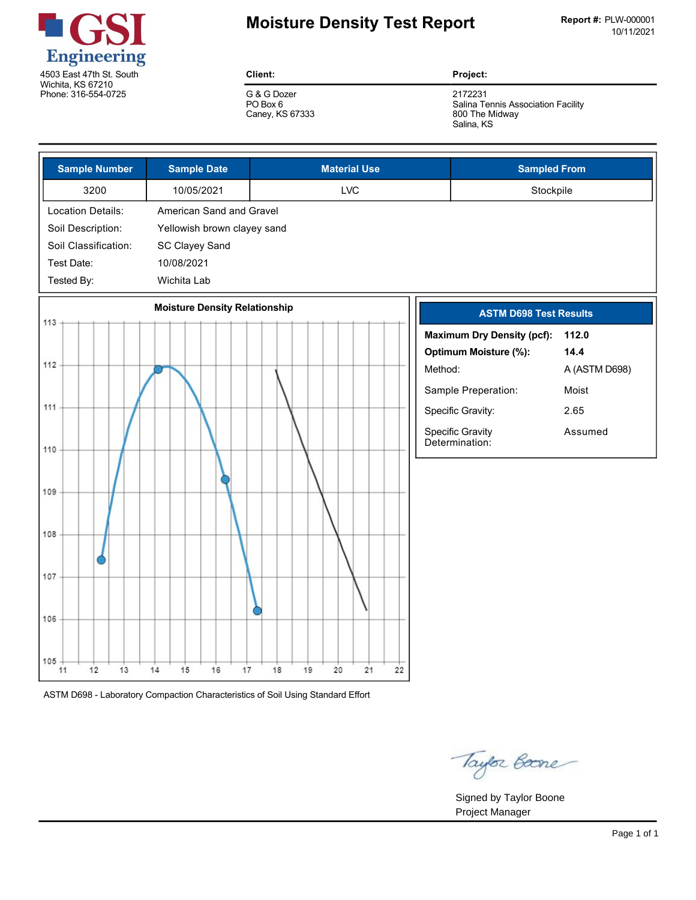**GSI Engineering**
4503 East 47th St. South
Wichita, KS 67210
Phone: 316-554-0725

# Moisture Density Test Report

**Report #:** PLW-000001
10/11/2021

| Client: | Project: |
|---|---|
| G & G Dozer<br>PO Box 6<br>Caney, KS 67333 | 2172231<br>Salina Tennis Association Facility<br>800 The Midway<br>Salina, KS |

| Sample Number | Sample Date | Material Use | Sampled From |
|---|---|---|---|
| 3200 | 10/05/2021 | LVC | Stockpile |

Location Details: American Sand and Gravel
Soil Description: Yellowish brown clayey sand
Soil Classification: SC Clayey Sand
Test Date: 10/08/2021
Tested By: Wichita Lab

## Moisture Density Relationship

ASTM D698 - Laboratory Compaction Characteristics of Soil Using Standard Effort

## ASTM D698 Test Results

| | |
|---|---|
| **Maximum Dry Density (pcf):** | **112.0** |
| **Optimum Moisture (%):** | **14.4** |
| Method: | A (ASTM D698) |
| Sample Preperation: | Moist |
| Specific Gravity: | 2.65 |
| Specific Gravity Determination: | Assumed |

Signed by Taylor Boone
Project Manager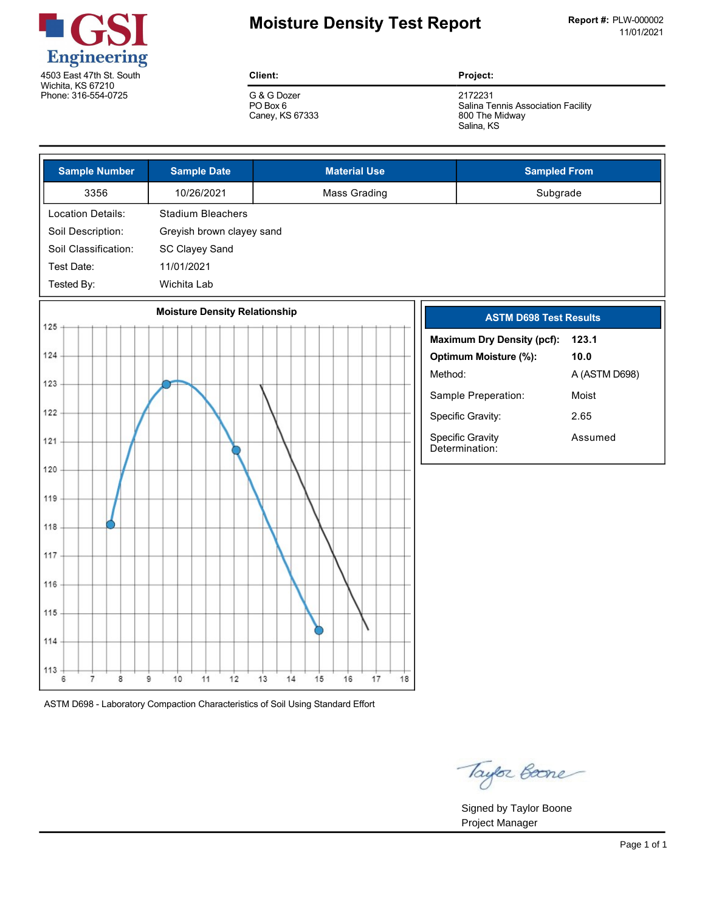**GSI Engineering**
4503 East 47th St. South
Wichita, KS 67210
Phone: 316-554-0725

# Moisture Density Test Report

**Report #:** PLW-000002
11/01/2021

| **Client:** | **Project:** |
|---|---|
| G & G Dozer<br>PO Box 6<br>Caney, KS 67333 | 2172231<br>Salina Tennis Association Facility<br>800 The Midway<br>Salina, KS |

| Sample Number | Sample Date | Material Use | Sampled From |
|---|---|---|---|
| 3356 | 10/26/2021 | Mass Grading | Subgrade |

| | |
|---|---|
| Location Details: | Stadium Bleachers |
| Soil Description: | Greyish brown clayey sand |
| Soil Classification: | SC Clayey Sand |
| Test Date: | 11/01/2021 |
| Tested By: | Wichita Lab |

**Moisture Density Relationship**

ASTM D698 - Laboratory Compaction Characteristics of Soil Using Standard Effort

| ASTM D698 Test Results | |
|---|---|
| **Maximum Dry Density (pcf):** | **123.1** |
| **Optimum Moisture (%):** | **10.0** |
| Method: | A (ASTM D698) |
| Sample Preperation: | Moist |
| Specific Gravity: | 2.65 |
| Specific Gravity Determination: | Assumed |

Signed by Taylor Boone
Project Manager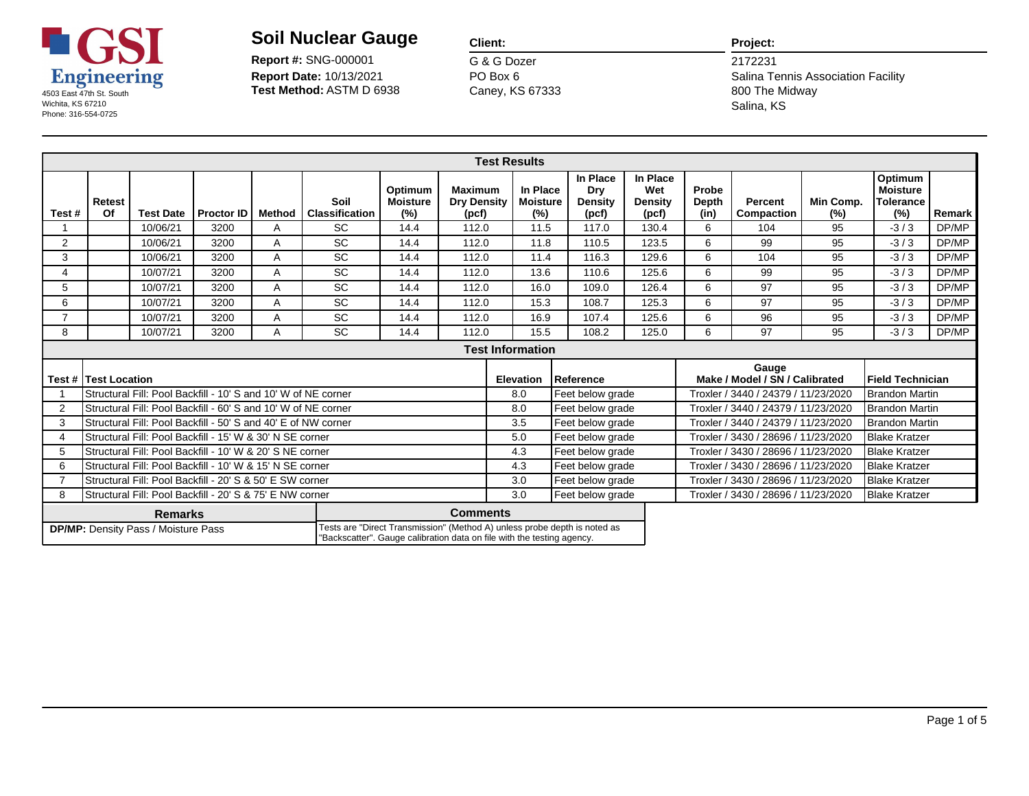GSI Engineering
4503 East 47th St. South
Wichita, KS 67210
Phone: 316-554-0725

# Soil Nuclear Gauge

**Report #:** SNG-000001
**Report Date:** 10/13/2021
**Test Method:** ASTM D 6938

**Client:**
G & G Dozer
PO Box 6
Caney, KS 67333

**Project:**
2172231
Salina Tennis Association Facility
800 The Midway
Salina, KS

## Test Results

| Test # | Retest Of | Test Date | Proctor ID | Method | Soil Classification | Optimum Moisture (%) | Maximum Dry Density (pcf) | In Place Moisture (%) | In Place Dry Density (pcf) | In Place Wet Density (pcf) | Probe Depth (in) | Percent Compaction | Min Comp. (%) | Optimum Moisture Tolerance (%) | Remark |
|---|---|---|---|---|---|---|---|---|---|---|---|---|---|---|---|
| 1 | | 10/06/21 | 3200 | A | SC | 14.4 | 112.0 | 11.5 | 117.0 | 130.4 | 6 | 104 | 95 | -3 / 3 | DP/MP |
| 2 | | 10/06/21 | 3200 | A | SC | 14.4 | 112.0 | 11.8 | 110.5 | 123.5 | 6 | 99 | 95 | -3 / 3 | DP/MP |
| 3 | | 10/06/21 | 3200 | A | SC | 14.4 | 112.0 | 11.4 | 116.3 | 129.6 | 6 | 104 | 95 | -3 / 3 | DP/MP |
| 4 | | 10/07/21 | 3200 | A | SC | 14.4 | 112.0 | 13.6 | 110.6 | 125.6 | 6 | 99 | 95 | -3 / 3 | DP/MP |
| 5 | | 10/07/21 | 3200 | A | SC | 14.4 | 112.0 | 16.0 | 109.0 | 126.4 | 6 | 97 | 95 | -3 / 3 | DP/MP |
| 6 | | 10/07/21 | 3200 | A | SC | 14.4 | 112.0 | 15.3 | 108.7 | 125.3 | 6 | 97 | 95 | -3 / 3 | DP/MP |
| 7 | | 10/07/21 | 3200 | A | SC | 14.4 | 112.0 | 16.9 | 107.4 | 125.6 | 6 | 96 | 95 | -3 / 3 | DP/MP |
| 8 | | 10/07/21 | 3200 | A | SC | 14.4 | 112.0 | 15.5 | 108.2 | 125.0 | 6 | 97 | 95 | -3 / 3 | DP/MP |

## Test Information

| Test # | Test Location | Elevation | Reference | Gauge Make / Model / SN / Calibrated | Field Technician |
|---|---|---|---|---|---|
| 1 | Structural Fill: Pool Backfill - 10' S and 10' W of NE corner | 8.0 | Feet below grade | Troxler / 3440 / 24379 / 11/23/2020 | Brandon Martin |
| 2 | Structural Fill: Pool Backfill - 60' S and 10' W of NE corner | 8.0 | Feet below grade | Troxler / 3440 / 24379 / 11/23/2020 | Brandon Martin |
| 3 | Structural Fill: Pool Backfill - 50' S and 40' E of NW corner | 3.5 | Feet below grade | Troxler / 3440 / 24379 / 11/23/2020 | Brandon Martin |
| 4 | Structural Fill: Pool Backfill - 15' W & 30' N SE corner | 5.0 | Feet below grade | Troxler / 3430 / 28696 / 11/23/2020 | Blake Kratzer |
| 5 | Structural Fill: Pool Backfill - 10' W & 20' S NE corner | 4.3 | Feet below grade | Troxler / 3430 / 28696 / 11/23/2020 | Blake Kratzer |
| 6 | Structural Fill: Pool Backfill - 10' W & 15' N SE corner | 4.3 | Feet below grade | Troxler / 3430 / 28696 / 11/23/2020 | Blake Kratzer |
| 7 | Structural Fill: Pool Backfill - 20' S & 50' E SW corner | 3.0 | Feet below grade | Troxler / 3430 / 28696 / 11/23/2020 | Blake Kratzer |
| 8 | Structural Fill: Pool Backfill - 20' S & 75' E NW corner | 3.0 | Feet below grade | Troxler / 3430 / 28696 / 11/23/2020 | Blake Kratzer |

| Remarks | Comments |
|---|---|
| **DP/MP:** Density Pass / Moisture Pass | Tests are "Direct Transmission" (Method A) unless probe depth is noted as "Backscatter". Gauge calibration data on file with the testing agency. |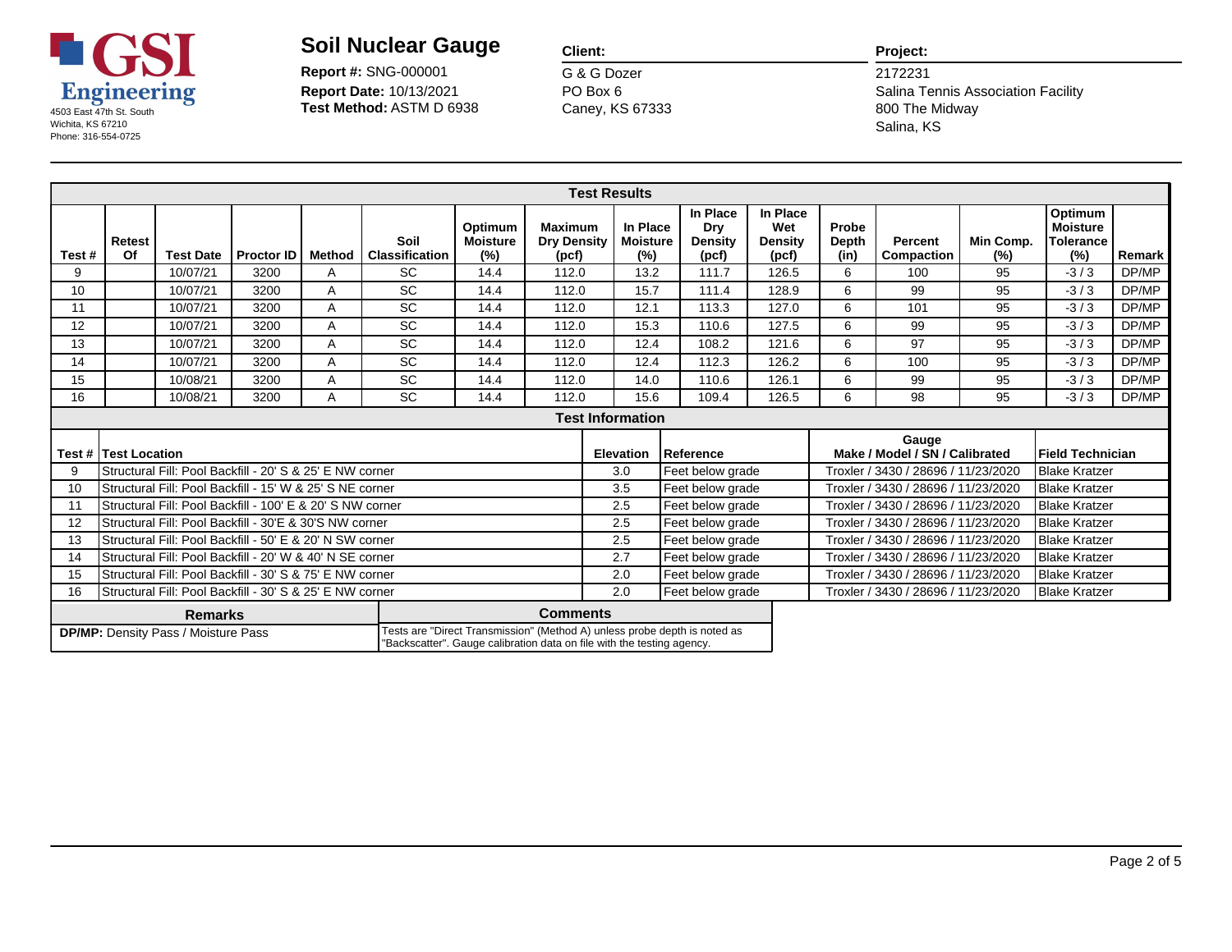**GSI Engineering**
4503 East 47th St. South
Wichita, KS 67210
Phone: 316-554-0725

# Soil Nuclear Gauge

**Report #:** SNG-000001
**Report Date:** 10/13/2021
**Test Method:** ASTM D 6938

**Client:**
G & G Dozer
PO Box 6
Caney, KS 67333

**Project:**
2172231
Salina Tennis Association Facility
800 The Midway
Salina, KS

## Test Results

| Test # | Retest Of | Test Date | Proctor ID | Method | Soil Classification | Optimum Moisture (%) | Maximum Dry Density (pcf) | In Place Moisture (%) | In Place Dry Density (pcf) | In Place Wet Density (pcf) | Probe Depth (in) | Percent Compaction | Min Comp. (%) | Optimum Moisture Tolerance (%) | Remark |
|---|---|---|---|---|---|---|---|---|---|---|---|---|---|---|---|
| 9 | | 10/07/21 | 3200 | A | SC | 14.4 | 112.0 | 13.2 | 111.7 | 126.5 | 6 | 100 | 95 | -3 / 3 | DP/MP |
| 10 | | 10/07/21 | 3200 | A | SC | 14.4 | 112.0 | 15.7 | 111.4 | 128.9 | 6 | 99 | 95 | -3 / 3 | DP/MP |
| 11 | | 10/07/21 | 3200 | A | SC | 14.4 | 112.0 | 12.1 | 113.3 | 127.0 | 6 | 101 | 95 | -3 / 3 | DP/MP |
| 12 | | 10/07/21 | 3200 | A | SC | 14.4 | 112.0 | 15.3 | 110.6 | 127.5 | 6 | 99 | 95 | -3 / 3 | DP/MP |
| 13 | | 10/07/21 | 3200 | A | SC | 14.4 | 112.0 | 12.4 | 108.2 | 121.6 | 6 | 97 | 95 | -3 / 3 | DP/MP |
| 14 | | 10/07/21 | 3200 | A | SC | 14.4 | 112.0 | 12.4 | 112.3 | 126.2 | 6 | 100 | 95 | -3 / 3 | DP/MP |
| 15 | | 10/08/21 | 3200 | A | SC | 14.4 | 112.0 | 14.0 | 110.6 | 126.1 | 6 | 99 | 95 | -3 / 3 | DP/MP |
| 16 | | 10/08/21 | 3200 | A | SC | 14.4 | 112.0 | 15.6 | 109.4 | 126.5 | 6 | 98 | 95 | -3 / 3 | DP/MP |

## Test Information

| Test # | Test Location | Elevation | Reference | Gauge Make / Model / SN / Calibrated | Field Technician |
|---|---|---|---|---|---|
| 9 | Structural Fill: Pool Backfill - 20' S & 25' E NW corner | 3.0 | Feet below grade | Troxler / 3430 / 28696 / 11/23/2020 | Blake Kratzer |
| 10 | Structural Fill: Pool Backfill - 15' W & 25' S NE corner | 3.5 | Feet below grade | Troxler / 3430 / 28696 / 11/23/2020 | Blake Kratzer |
| 11 | Structural Fill: Pool Backfill - 100' E & 20' S NW corner | 2.5 | Feet below grade | Troxler / 3430 / 28696 / 11/23/2020 | Blake Kratzer |
| 12 | Structural Fill: Pool Backfill - 30'E & 30'S NW corner | 2.5 | Feet below grade | Troxler / 3430 / 28696 / 11/23/2020 | Blake Kratzer |
| 13 | Structural Fill: Pool Backfill - 50' E & 20' N SW corner | 2.5 | Feet below grade | Troxler / 3430 / 28696 / 11/23/2020 | Blake Kratzer |
| 14 | Structural Fill: Pool Backfill - 20' W & 40' N SE corner | 2.7 | Feet below grade | Troxler / 3430 / 28696 / 11/23/2020 | Blake Kratzer |
| 15 | Structural Fill: Pool Backfill - 30' S & 75' E NW corner | 2.0 | Feet below grade | Troxler / 3430 / 28696 / 11/23/2020 | Blake Kratzer |
| 16 | Structural Fill: Pool Backfill - 30' S & 25' E NW corner | 2.0 | Feet below grade | Troxler / 3430 / 28696 / 11/23/2020 | Blake Kratzer |

| Remarks | Comments |
|---|---|
| **DP/MP:** Density Pass / Moisture Pass | Tests are "Direct Transmission" (Method A) unless probe depth is noted as "Backscatter". Gauge calibration data on file with the testing agency. |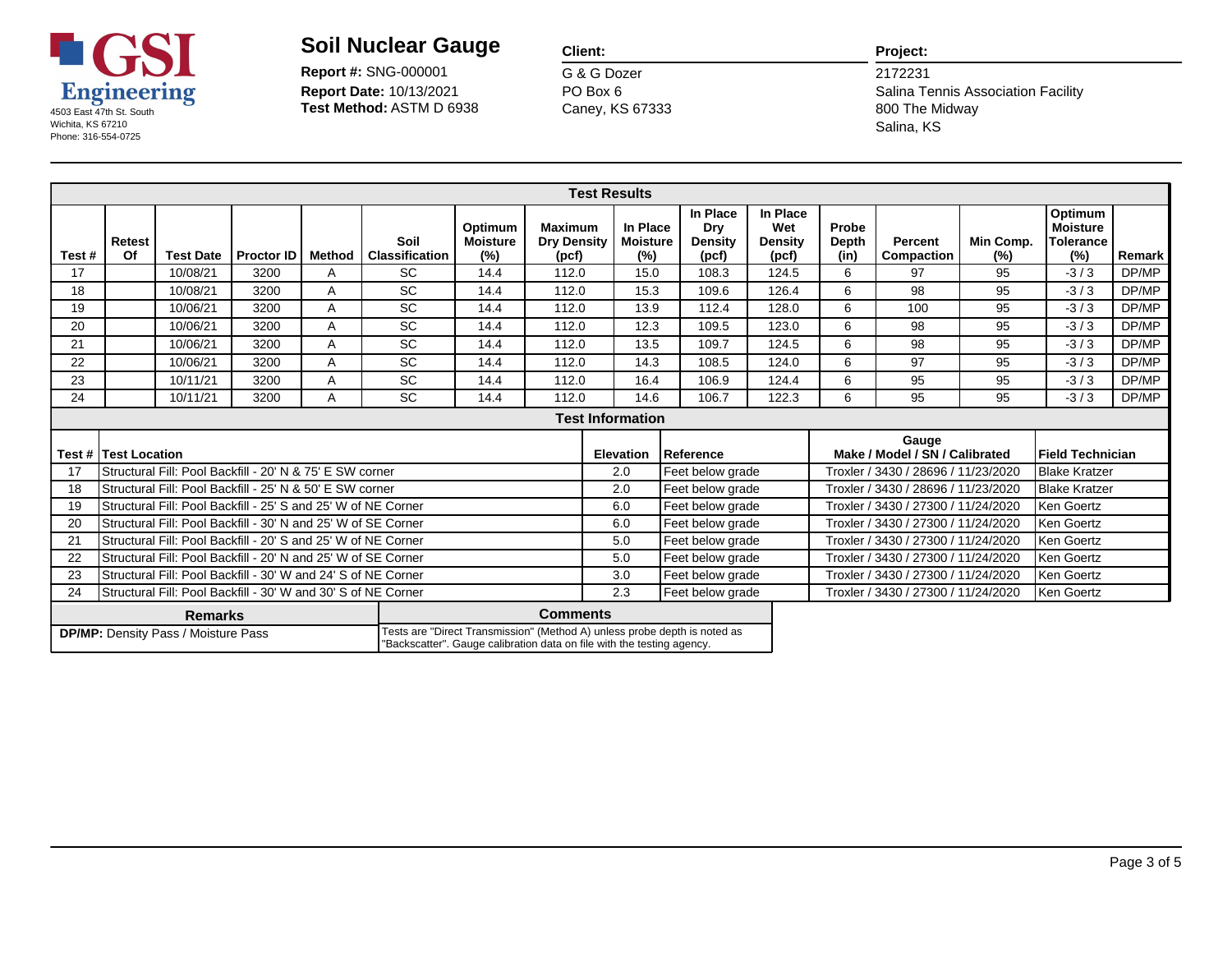**GSI Engineering**
4503 East 47th St. South
Wichita, KS 67210
Phone: 316-554-0725

# Soil Nuclear Gauge

**Report #:** SNG-000001
**Report Date:** 10/13/2021
**Test Method:** ASTM D 6938

**Client:**
G & G Dozer
PO Box 6
Caney, KS 67333

**Project:**
2172231
Salina Tennis Association Facility
800 The Midway
Salina, KS

## Test Results

| Test # | Retest Of | Test Date | Proctor ID | Method | Soil Classification | Optimum Moisture (%) | Maximum Dry Density (pcf) | In Place Moisture (%) | In Place Dry Density (pcf) | In Place Wet Density (pcf) | Probe Depth (in) | Percent Compaction | Min Comp. (%) | Optimum Moisture Tolerance (%) | Remark |
|---|---|---|---|---|---|---|---|---|---|---|---|---|---|---|---|
| 17 | | 10/08/21 | 3200 | A | SC | 14.4 | 112.0 | 15.0 | 108.3 | 124.5 | 6 | 97 | 95 | -3 / 3 | DP/MP |
| 18 | | 10/08/21 | 3200 | A | SC | 14.4 | 112.0 | 15.3 | 109.6 | 126.4 | 6 | 98 | 95 | -3 / 3 | DP/MP |
| 19 | | 10/06/21 | 3200 | A | SC | 14.4 | 112.0 | 13.9 | 112.4 | 128.0 | 6 | 100 | 95 | -3 / 3 | DP/MP |
| 20 | | 10/06/21 | 3200 | A | SC | 14.4 | 112.0 | 12.3 | 109.5 | 123.0 | 6 | 98 | 95 | -3 / 3 | DP/MP |
| 21 | | 10/06/21 | 3200 | A | SC | 14.4 | 112.0 | 13.5 | 109.7 | 124.5 | 6 | 98 | 95 | -3 / 3 | DP/MP |
| 22 | | 10/06/21 | 3200 | A | SC | 14.4 | 112.0 | 14.3 | 108.5 | 124.0 | 6 | 97 | 95 | -3 / 3 | DP/MP |
| 23 | | 10/11/21 | 3200 | A | SC | 14.4 | 112.0 | 16.4 | 106.9 | 124.4 | 6 | 95 | 95 | -3 / 3 | DP/MP |
| 24 | | 10/11/21 | 3200 | A | SC | 14.4 | 112.0 | 14.6 | 106.7 | 122.3 | 6 | 95 | 95 | -3 / 3 | DP/MP |

## Test Information

| Test # | Test Location | Elevation | Reference | Gauge Make / Model / SN / Calibrated | Field Technician |
|---|---|---|---|---|---|
| 17 | Structural Fill: Pool Backfill - 20' N & 75' E SW corner | 2.0 | Feet below grade | Troxler / 3430 / 28696 / 11/23/2020 | Blake Kratzer |
| 18 | Structural Fill: Pool Backfill - 25' N & 50' E SW corner | 2.0 | Feet below grade | Troxler / 3430 / 28696 / 11/23/2020 | Blake Kratzer |
| 19 | Structural Fill: Pool Backfill - 25' S and 25' W of NE Corner | 6.0 | Feet below grade | Troxler / 3430 / 27300 / 11/24/2020 | Ken Goertz |
| 20 | Structural Fill: Pool Backfill - 30' N and 25' W of SE Corner | 6.0 | Feet below grade | Troxler / 3430 / 27300 / 11/24/2020 | Ken Goertz |
| 21 | Structural Fill: Pool Backfill - 20' S and 25' W of NE Corner | 5.0 | Feet below grade | Troxler / 3430 / 27300 / 11/24/2020 | Ken Goertz |
| 22 | Structural Fill: Pool Backfill - 20' N and 25' W of SE Corner | 5.0 | Feet below grade | Troxler / 3430 / 27300 / 11/24/2020 | Ken Goertz |
| 23 | Structural Fill: Pool Backfill - 30' W and 24' S of NE Corner | 3.0 | Feet below grade | Troxler / 3430 / 27300 / 11/24/2020 | Ken Goertz |
| 24 | Structural Fill: Pool Backfill - 30' W and 30' S of NE Corner | 2.3 | Feet below grade | Troxler / 3430 / 27300 / 11/24/2020 | Ken Goertz |

| Remarks | Comments |
|---|---|
| **DP/MP:** Density Pass / Moisture Pass | Tests are "Direct Transmission" (Method A) unless probe depth is noted as "Backscatter". Gauge calibration data on file with the testing agency. |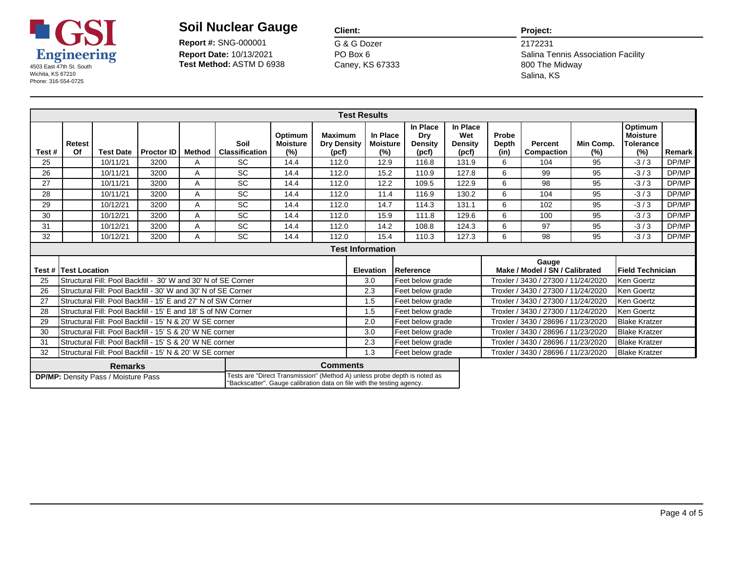**GSI Engineering**
4503 East 47th St. South
Wichita, KS 67210
Phone: 316-554-0725

# Soil Nuclear Gauge

**Report #:** SNG-000001
**Report Date:** 10/13/2021
**Test Method:** ASTM D 6938

**Client:**
G & G Dozer
PO Box 6
Caney, KS 67333

**Project:**
2172231
Salina Tennis Association Facility
800 The Midway
Salina, KS

## Test Results

| Test # | Retest Of | Test Date | Proctor ID | Method | Soil Classification | Optimum Moisture (%) | Maximum Dry Density (pcf) | In Place Moisture (%) | In Place Dry Density (pcf) | In Place Wet Density (pcf) | Probe Depth (in) | Percent Compaction | Min Comp. (%) | Optimum Moisture Tolerance (%) | Remark |
|---|---|---|---|---|---|---|---|---|---|---|---|---|---|---|---|
| 25 | | 10/11/21 | 3200 | A | SC | 14.4 | 112.0 | 12.9 | 116.8 | 131.9 | 6 | 104 | 95 | -3 / 3 | DP/MP |
| 26 | | 10/11/21 | 3200 | A | SC | 14.4 | 112.0 | 15.2 | 110.9 | 127.8 | 6 | 99 | 95 | -3 / 3 | DP/MP |
| 27 | | 10/11/21 | 3200 | A | SC | 14.4 | 112.0 | 12.2 | 109.5 | 122.9 | 6 | 98 | 95 | -3 / 3 | DP/MP |
| 28 | | 10/11/21 | 3200 | A | SC | 14.4 | 112.0 | 11.4 | 116.9 | 130.2 | 6 | 104 | 95 | -3 / 3 | DP/MP |
| 29 | | 10/12/21 | 3200 | A | SC | 14.4 | 112.0 | 14.7 | 114.3 | 131.1 | 6 | 102 | 95 | -3 / 3 | DP/MP |
| 30 | | 10/12/21 | 3200 | A | SC | 14.4 | 112.0 | 15.9 | 111.8 | 129.6 | 6 | 100 | 95 | -3 / 3 | DP/MP |
| 31 | | 10/12/21 | 3200 | A | SC | 14.4 | 112.0 | 14.2 | 108.8 | 124.3 | 6 | 97 | 95 | -3 / 3 | DP/MP |
| 32 | | 10/12/21 | 3200 | A | SC | 14.4 | 112.0 | 15.4 | 110.3 | 127.3 | 6 | 98 | 95 | -3 / 3 | DP/MP |

## Test Information

| Test # | Test Location | Elevation | Reference | Gauge Make / Model / SN / Calibrated | Field Technician |
|---|---|---|---|---|---|
| 25 | Structural Fill: Pool Backfill - 30' W and 30' N of SE Corner | 3.0 | Feet below grade | Troxler / 3430 / 27300 / 11/24/2020 | Ken Goertz |
| 26 | Structural Fill: Pool Backfill - 30' W and 30' N of SE Corner | 2.3 | Feet below grade | Troxler / 3430 / 27300 / 11/24/2020 | Ken Goertz |
| 27 | Structural Fill: Pool Backfill - 15' E and 27' N of SW Corner | 1.5 | Feet below grade | Troxler / 3430 / 27300 / 11/24/2020 | Ken Goertz |
| 28 | Structural Fill: Pool Backfill - 15' E and 18' S of NW Corner | 1.5 | Feet below grade | Troxler / 3430 / 27300 / 11/24/2020 | Ken Goertz |
| 29 | Structural Fill: Pool Backfill - 15' N & 20' W SE corner | 2.0 | Feet below grade | Troxler / 3430 / 28696 / 11/23/2020 | Blake Kratzer |
| 30 | Structural Fill: Pool Backfill - 15' S & 20' W NE corner | 3.0 | Feet below grade | Troxler / 3430 / 28696 / 11/23/2020 | Blake Kratzer |
| 31 | Structural Fill: Pool Backfill - 15' S & 20' W NE corner | 2.3 | Feet below grade | Troxler / 3430 / 28696 / 11/23/2020 | Blake Kratzer |
| 32 | Structural Fill: Pool Backfill - 15' N & 20' W SE corner | 1.3 | Feet below grade | Troxler / 3430 / 28696 / 11/23/2020 | Blake Kratzer |

| Remarks | Comments |
|---|---|
| **DP/MP:** Density Pass / Moisture Pass | Tests are "Direct Transmission" (Method A) unless probe depth is noted as "Backscatter". Gauge calibration data on file with the testing agency. |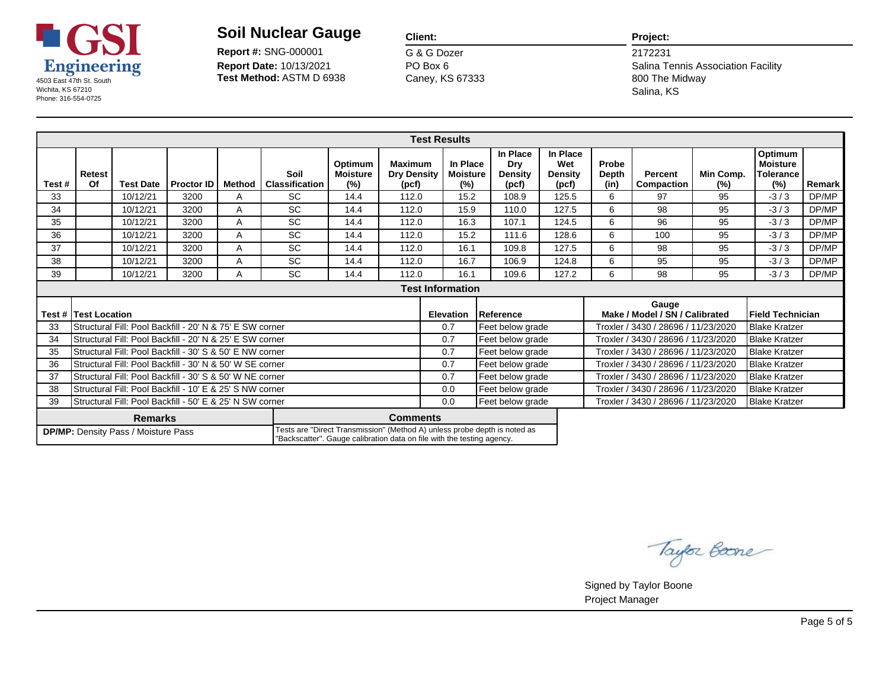**GSI Engineering**
4503 East 47th St. South
Wichita, KS 67210
Phone: 316-554-0725

# Soil Nuclear Gauge

**Report #:** SNG-000001
**Report Date:** 10/13/2021
**Test Method:** ASTM D 6938

**Client:**
G & G Dozer
PO Box 6
Caney, KS 67333

**Project:**
2172231
Salina Tennis Association Facility
800 The Midway
Salina, KS

## Test Results

| Test # | Retest Of | Test Date | Proctor ID | Method | Soil Classification | Optimum Moisture (%) | Maximum Dry Density (pcf) | In Place Moisture (%) | In Place Dry Density (pcf) | In Place Wet Density (pcf) | Probe Depth (in) | Percent Compaction | Min Comp. (%) | Optimum Moisture Tolerance (%) | Remark |
|---|---|---|---|---|---|---|---|---|---|---|---|---|---|---|---|
| 33 | | 10/12/21 | 3200 | A | SC | 14.4 | 112.0 | 15.2 | 108.9 | 125.5 | 6 | 97 | 95 | -3 / 3 | DP/MP |
| 34 | | 10/12/21 | 3200 | A | SC | 14.4 | 112.0 | 15.9 | 110.0 | 127.5 | 6 | 98 | 95 | -3 / 3 | DP/MP |
| 35 | | 10/12/21 | 3200 | A | SC | 14.4 | 112.0 | 16.3 | 107.1 | 124.5 | 6 | 96 | 95 | -3 / 3 | DP/MP |
| 36 | | 10/12/21 | 3200 | A | SC | 14.4 | 112.0 | 15.2 | 111.6 | 128.6 | 6 | 100 | 95 | -3 / 3 | DP/MP |
| 37 | | 10/12/21 | 3200 | A | SC | 14.4 | 112.0 | 16.1 | 109.8 | 127.5 | 6 | 98 | 95 | -3 / 3 | DP/MP |
| 38 | | 10/12/21 | 3200 | A | SC | 14.4 | 112.0 | 16.7 | 106.9 | 124.8 | 6 | 95 | 95 | -3 / 3 | DP/MP |
| 39 | | 10/12/21 | 3200 | A | SC | 14.4 | 112.0 | 16.1 | 109.6 | 127.2 | 6 | 98 | 95 | -3 / 3 | DP/MP |

## Test Information

| Test # | Test Location | Elevation | Reference | Gauge Make / Model / SN / Calibrated | Field Technician |
|---|---|---|---|---|---|
| 33 | Structural Fill: Pool Backfill - 20' N & 75' E SW corner | 0.7 | Feet below grade | Troxler / 3430 / 28696 / 11/23/2020 | Blake Kratzer |
| 34 | Structural Fill: Pool Backfill - 20' N & 25' E SW corner | 0.7 | Feet below grade | Troxler / 3430 / 28696 / 11/23/2020 | Blake Kratzer |
| 35 | Structural Fill: Pool Backfill - 30' S & 50' E NW corner | 0.7 | Feet below grade | Troxler / 3430 / 28696 / 11/23/2020 | Blake Kratzer |
| 36 | Structural Fill: Pool Backfill - 30' N & 50' W SE corner | 0.7 | Feet below grade | Troxler / 3430 / 28696 / 11/23/2020 | Blake Kratzer |
| 37 | Structural Fill: Pool Backfill - 30' S & 50' W NE corner | 0.7 | Feet below grade | Troxler / 3430 / 28696 / 11/23/2020 | Blake Kratzer |
| 38 | Structural Fill: Pool Backfill - 10' E & 25' S NW corner | 0.0 | Feet below grade | Troxler / 3430 / 28696 / 11/23/2020 | Blake Kratzer |
| 39 | Structural Fill: Pool Backfill - 50' E & 25' N SW corner | 0.0 | Feet below grade | Troxler / 3430 / 28696 / 11/23/2020 | Blake Kratzer |

| Remarks | Comments |
|---|---|
| **DP/MP:** Density Pass / Moisture Pass | Tests are "Direct Transmission" (Method A) unless probe depth is noted as "Backscatter". Gauge calibration data on file with the testing agency. |

Signed by Taylor Boone
Project Manager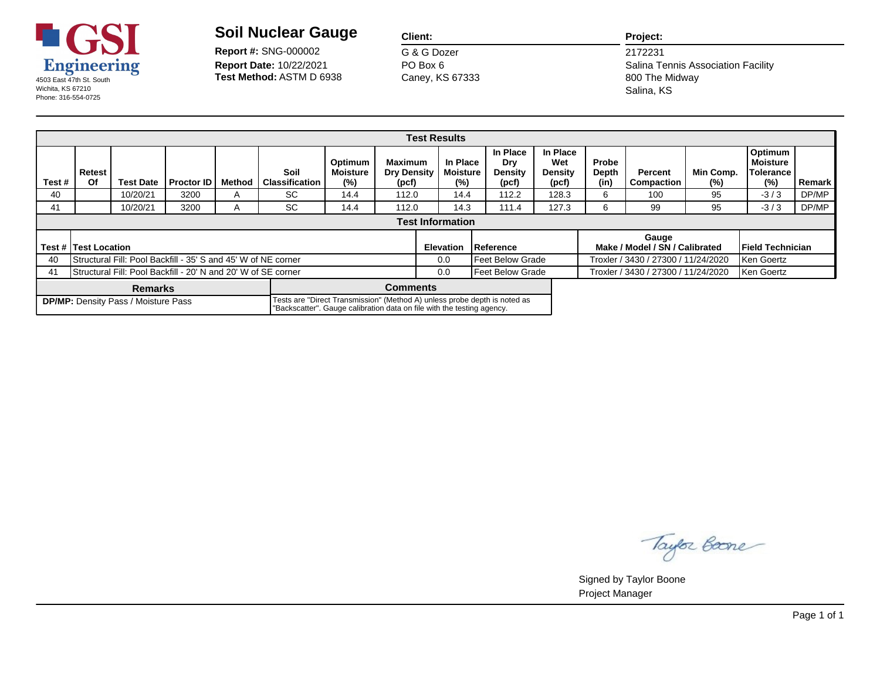GSI Engineering
4503 East 47th St. South
Wichita, KS 67210
Phone: 316-554-0725

# Soil Nuclear Gauge

**Report #:** SNG-000002
**Report Date:** 10/22/2021
**Test Method:** ASTM D 6938

**Client:**
G & G Dozer
PO Box 6
Caney, KS 67333

**Project:**
2172231
Salina Tennis Association Facility
800 The Midway
Salina, KS

## Test Results

| Test # | Retest Of | Test Date | Proctor ID | Method | Soil Classification | Optimum Moisture (%) | Maximum Dry Density (pcf) | In Place Moisture (%) | In Place Dry Density (pcf) | In Place Wet Density (pcf) | Probe Depth (in) | Percent Compaction | Min Comp. (%) | Optimum Moisture Tolerance (%) | Remark |
|---|---|---|---|---|---|---|---|---|---|---|---|---|---|---|---|
| 40 | | 10/20/21 | 3200 | A | SC | 14.4 | 112.0 | 14.4 | 112.2 | 128.3 | 6 | 100 | 95 | -3 / 3 | DP/MP |
| 41 | | 10/20/21 | 3200 | A | SC | 14.4 | 112.0 | 14.3 | 111.4 | 127.3 | 6 | 99 | 95 | -3 / 3 | DP/MP |

## Test Information

| Test # | Test Location | Elevation | Reference | Gauge Make / Model / SN / Calibrated | Field Technician |
|---|---|---|---|---|---|
| 40 | Structural Fill: Pool Backfill - 35' S and 45' W of NE corner | 0.0 | Feet Below Grade | Troxler / 3430 / 27300 / 11/24/2020 | Ken Goertz |
| 41 | Structural Fill: Pool Backfill - 20' N and 20' W of SE corner | 0.0 | Feet Below Grade | Troxler / 3430 / 27300 / 11/24/2020 | Ken Goertz |

| Remarks | Comments |
|---|---|
| **DP/MP:** Density Pass / Moisture Pass | Tests are "Direct Transmission" (Method A) unless probe depth is noted as "Backscatter". Gauge calibration data on file with the testing agency. |

Signed by Taylor Boone
Project Manager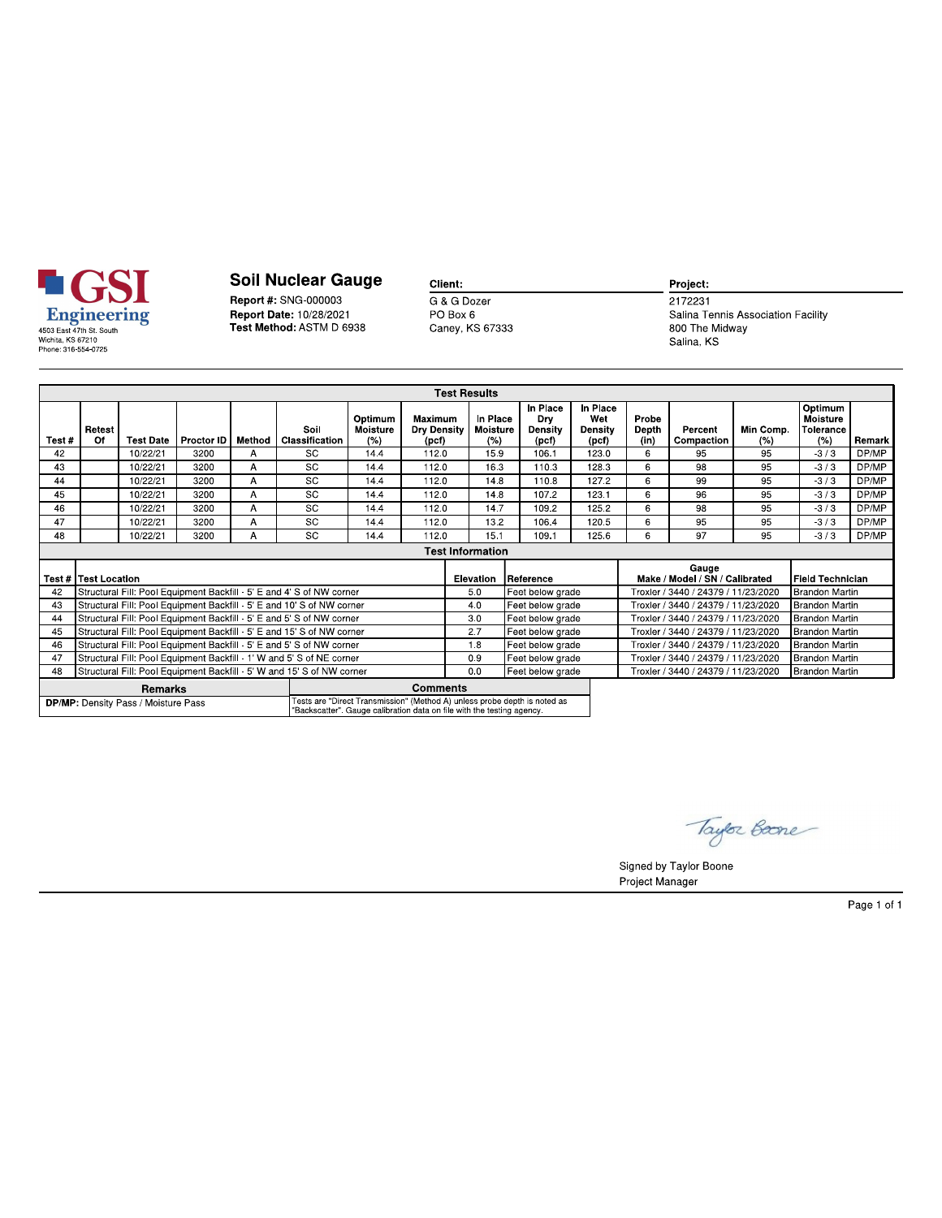**GSI Engineering**
4503 East 47th St. South
Wichita, KS 67210
Phone: 316-554-0725

# Soil Nuclear Gauge

**Report #:** SNG-000003
**Report Date:** 10/28/2021
**Test Method:** ASTM D 6938

**Client:**
G & G Dozer
PO Box 6
Caney, KS 67333

**Project:**
2172231
Salina Tennis Association Facility
800 The Midway
Salina, KS

## Test Results

| Test # | Retest Of | Test Date | Proctor ID | Method | Soil Classification | Optimum Moisture (%) | Maximum Dry Density (pcf) | In Place Moisture (%) | In Place Dry Density (pcf) | In Place Wet Density (pcf) | Probe Depth (in) | Percent Compaction | Min Comp. (%) | Optimum Moisture Tolerance (%) | Remark |
|---|---|---|---|---|---|---|---|---|---|---|---|---|---|---|---|
| 42 | | 10/22/21 | 3200 | A | SC | 14.4 | 112.0 | 15.9 | 106.1 | 123.0 | 6 | 95 | 95 | -3 / 3 | DP/MP |
| 43 | | 10/22/21 | 3200 | A | SC | 14.4 | 112.0 | 16.3 | 110.3 | 128.3 | 6 | 98 | 95 | -3 / 3 | DP/MP |
| 44 | | 10/22/21 | 3200 | A | SC | 14.4 | 112.0 | 14.8 | 110.8 | 127.2 | 6 | 99 | 95 | -3 / 3 | DP/MP |
| 45 | | 10/22/21 | 3200 | A | SC | 14.4 | 112.0 | 14.8 | 107.2 | 123.1 | 6 | 96 | 95 | -3 / 3 | DP/MP |
| 46 | | 10/22/21 | 3200 | A | SC | 14.4 | 112.0 | 14.7 | 109.2 | 125.2 | 6 | 98 | 95 | -3 / 3 | DP/MP |
| 47 | | 10/22/21 | 3200 | A | SC | 14.4 | 112.0 | 13.2 | 106.4 | 120.5 | 6 | 95 | 95 | -3 / 3 | DP/MP |
| 48 | | 10/22/21 | 3200 | A | SC | 14.4 | 112.0 | 15.1 | 109.1 | 125.6 | 6 | 97 | 95 | -3 / 3 | DP/MP |

## Test Information

| Test # | Test Location | Elevation | Reference | Gauge Make / Model / SN / Calibrated | Field Technician |
|---|---|---|---|---|---|
| 42 | Structural Fill: Pool Equipment Backfill - 5' E and 4' S of NW corner | 5.0 | Feet below grade | Troxler / 3440 / 24379 / 11/23/2020 | Brandon Martin |
| 43 | Structural Fill: Pool Equipment Backfill - 5' E and 10' S of NW corner | 4.0 | Feet below grade | Troxler / 3440 / 24379 / 11/23/2020 | Brandon Martin |
| 44 | Structural Fill: Pool Equipment Backfill - 5' E and 5' S of NW corner | 3.0 | Feet below grade | Troxler / 3440 / 24379 / 11/23/2020 | Brandon Martin |
| 45 | Structural Fill: Pool Equipment Backfill - 5' E and 15' S of NW corner | 2.7 | Feet below grade | Troxler / 3440 / 24379 / 11/23/2020 | Brandon Martin |
| 46 | Structural Fill: Pool Equipment Backfill - 5' E and 5' S of NW corner | 1.8 | Feet below grade | Troxler / 3440 / 24379 / 11/23/2020 | Brandon Martin |
| 47 | Structural Fill: Pool Equipment Backfill - 1' W and 5' S of NE corner | 0.9 | Feet below grade | Troxler / 3440 / 24379 / 11/23/2020 | Brandon Martin |
| 48 | Structural Fill: Pool Equipment Backfill - 5' W and 15' S of NW corner | 0.0 | Feet below grade | Troxler / 3440 / 24379 / 11/23/2020 | Brandon Martin |

| Remarks | Comments |
|---|---|
| **DP/MP:** Density Pass / Moisture Pass | Tests are "Direct Transmission" (Method A) unless probe depth is noted as "Backscatter". Gauge calibration data on file with the testing agency. |

Taylor Boone

Signed by Taylor Boone
Project Manager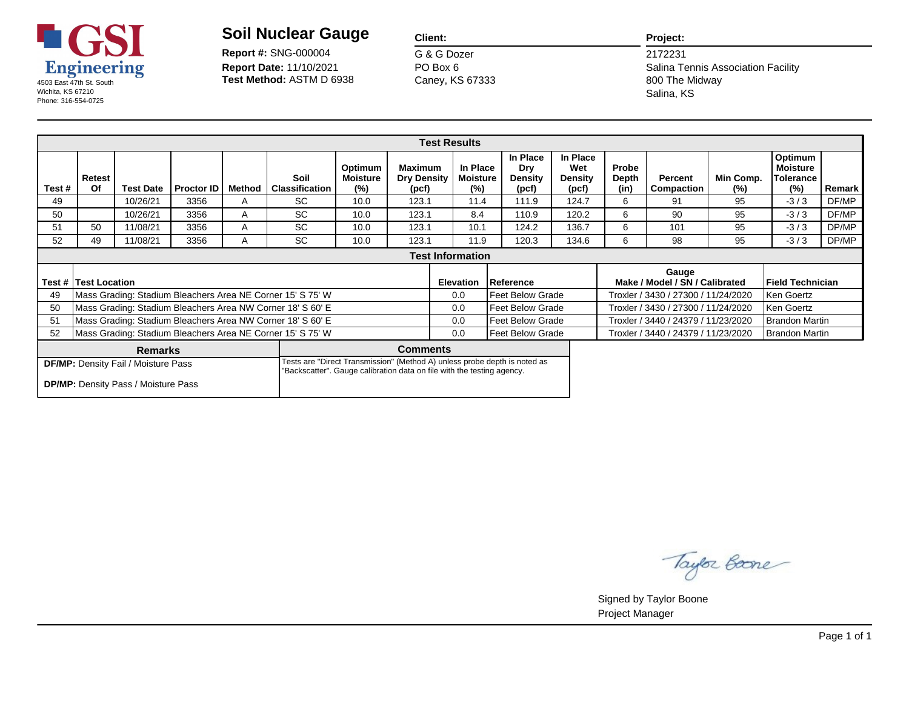**GSI Engineering**
4503 East 47th St. South
Wichita, KS 67210
Phone: 316-554-0725

# Soil Nuclear Gauge

**Report #:** SNG-000004
**Report Date:** 11/10/2021
**Test Method:** ASTM D 6938

**Client:**
G & G Dozer
PO Box 6
Caney, KS 67333

**Project:**
2172231
Salina Tennis Association Facility
800 The Midway
Salina, KS

## Test Results

| Test # | Retest Of | Test Date | Proctor ID | Method | Soil Classification | Optimum Moisture (%) | Maximum Dry Density (pcf) | In Place Moisture (%) | In Place Dry Density (pcf) | In Place Wet Density (pcf) | Probe Depth (in) | Percent Compaction | Min Comp. (%) | Optimum Moisture Tolerance (%) | Remark |
|---|---|---|---|---|---|---|---|---|---|---|---|---|---|---|---|
| 49 | | 10/26/21 | 3356 | A | SC | 10.0 | 123.1 | 11.4 | 111.9 | 124.7 | 6 | 91 | 95 | -3 / 3 | DF/MP |
| 50 | | 10/26/21 | 3356 | A | SC | 10.0 | 123.1 | 8.4 | 110.9 | 120.2 | 6 | 90 | 95 | -3 / 3 | DF/MP |
| 51 | 50 | 11/08/21 | 3356 | A | SC | 10.0 | 123.1 | 10.1 | 124.2 | 136.7 | 6 | 101 | 95 | -3 / 3 | DP/MP |
| 52 | 49 | 11/08/21 | 3356 | A | SC | 10.0 | 123.1 | 11.9 | 120.3 | 134.6 | 6 | 98 | 95 | -3 / 3 | DP/MP |

## Test Information

| Test # | Test Location | Elevation | Reference | Gauge Make / Model / SN / Calibrated | Field Technician |
|---|---|---|---|---|---|
| 49 | Mass Grading: Stadium Bleachers Area NE Corner 15' S 75' W | 0.0 | Feet Below Grade | Troxler / 3430 / 27300 / 11/24/2020 | Ken Goertz |
| 50 | Mass Grading: Stadium Bleachers Area NW Corner 18' S 60' E | 0.0 | Feet Below Grade | Troxler / 3430 / 27300 / 11/24/2020 | Ken Goertz |
| 51 | Mass Grading: Stadium Bleachers Area NW Corner 18' S 60' E | 0.0 | Feet Below Grade | Troxler / 3440 / 24379 / 11/23/2020 | Brandon Martin |
| 52 | Mass Grading: Stadium Bleachers Area NE Corner 15' S 75' W | 0.0 | Feet Below Grade | Troxler / 3440 / 24379 / 11/23/2020 | Brandon Martin |

### Remarks

**DF/MP:** Density Fail / Moisture Pass

**DP/MP:** Density Pass / Moisture Pass

### Comments

Tests are "Direct Transmission" (Method A) unless probe depth is noted as "Backscatter". Gauge calibration data on file with the testing agency.

Taylor Boone

Signed by Taylor Boone
Project Manager